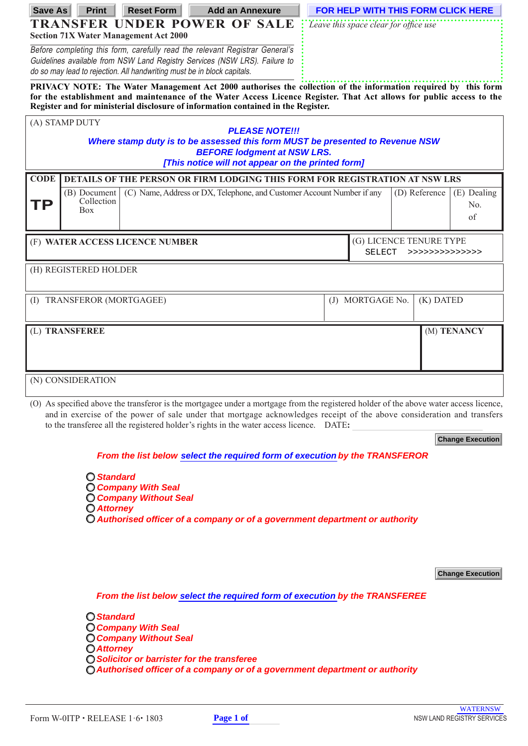Save As | Print | Reset Form | Add an Annexure | FOR HELP WITH THIS FORM CLICK HERE

# TRANSFER UNDER POWER OF SALE

**Section 71X Water Management Act 2000**

*Leave this space clear for office use*

*Before completing this form, carefully read the relevant Registrar General's Guidelines available from NSW Land Registry Services (NSW LRS). Failure to do so may lead to rejection. All handwriting must be in block capitals.*

**PRIVACY NOTE: The Water Management Act 2000 authorises the collection of the information required by this form for the establishment and maintenance of the Water Access Licence Register. That Act allows for public access to the Register and for ministerial disclosure of information contained in the Register.**

(A) STAMP DUTY

***PLEASE NOTE!!!***
***Where stamp duty is to be assessed this form MUST be presented to Revenue NSW BEFORE lodgment at NSW LRS.***
***[This notice will not appear on the printed form]***

| CODE | DETAILS OF THE PERSON OR FIRM LODGING THIS FORM FOR REGISTRATION AT NSW LRS | | | |
|---|---|---|---|---|
| **TP** | (B) Document Collection Box | (C) Name, Address or DX, Telephone, and Customer Account Number if any | (D) Reference | (E) Dealing No. of |

| (F) **WATER ACCESS LICENCE NUMBER** | (G) LICENCE TENURE TYPE SELECT >>>>>>>>>>>>>> |
|---|---|

(H) REGISTERED HOLDER

| (I) TRANSFEROR (MORTGAGEE) | (J) MORTGAGE No. | (K) DATED |
|---|---|---|

| (L) **TRANSFEREE** | (M) **TENANCY** |
|---|---|

(N) CONSIDERATION

(O) As specified above the transferor is the mortgagee under a mortgage from the registered holder of the above water access licence, and in exercise of the power of sale under that mortgage acknowledges receipt of the above consideration and transfers to the transferee all the registered holder's rights in the water access licence. DATE:

Change Execution

***From the list below select the required form of execution by the TRANSFEROR***

- ***Standard***
- ***Company With Seal***
- ***Company Without Seal***
- ***Attorney***
- ***Authorised officer of a company or of a government department or authority***

Change Execution

***From the list below select the required form of execution by the TRANSFEREE***

- ***Standard***
- ***Company With Seal***
- ***Company Without Seal***
- ***Attorney***
- ***Solicitor or barrister for the transferee***
- ***Authorised officer of a company or of a government department or authority***

Form W-0ITP • RELEASE 1·6• 1803

WATERNSW
NSW LAND REGISTRY SERVICES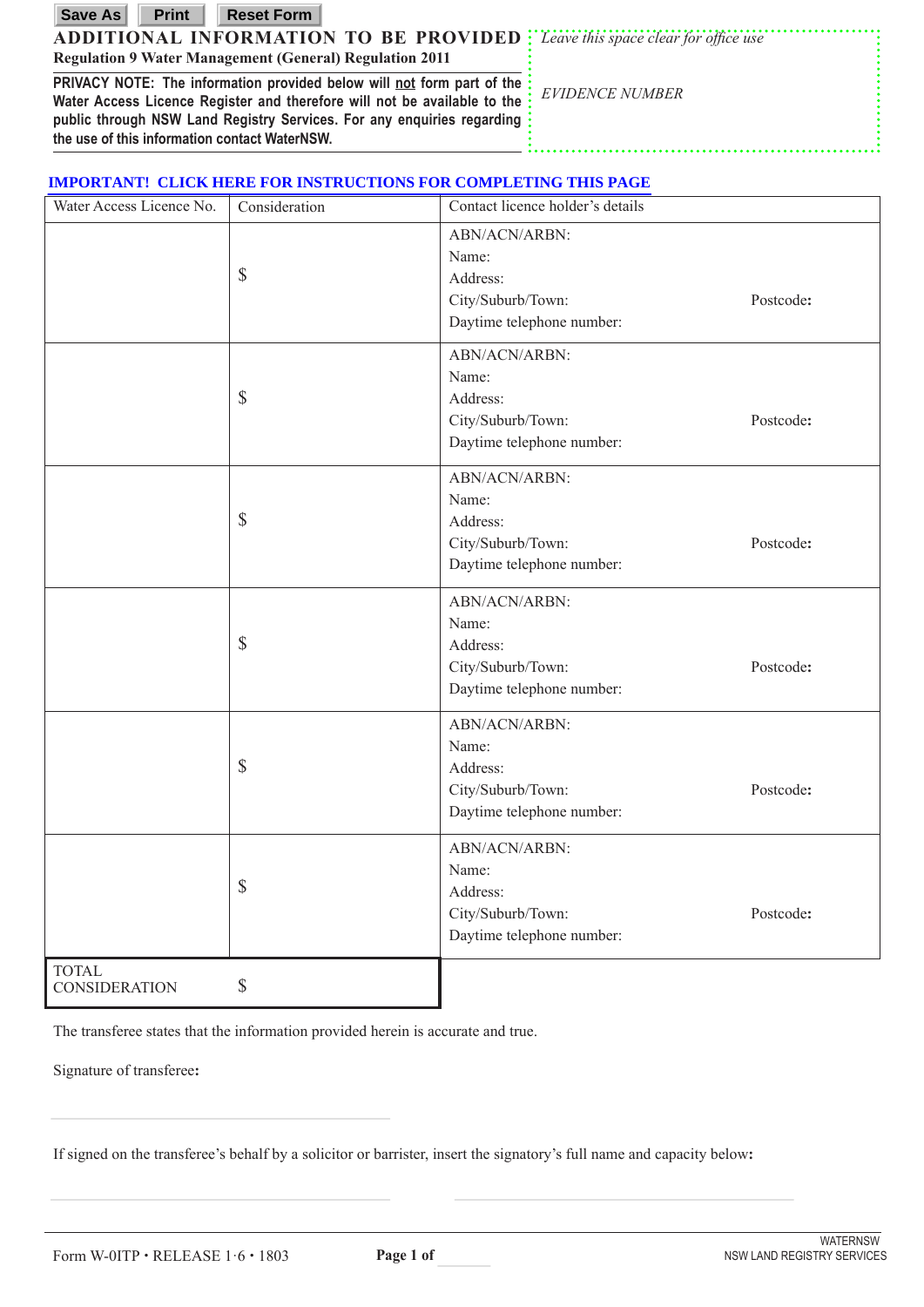Save As | Print | Reset Form

# ADDITIONAL INFORMATION TO BE PROVIDED

**Regulation 9 Water Management (General) Regulation 2011**

**PRIVACY NOTE: The information provided below will not form part of the Water Access Licence Register and therefore will not be available to the public through NSW Land Registry Services. For any enquiries regarding the use of this information contact WaterNSW.**

*Leave this space clear for office use*

*EVIDENCE NUMBER*

**IMPORTANT! CLICK HERE FOR INSTRUCTIONS FOR COMPLETING THIS PAGE**

| Water Access Licence No. | Consideration | Contact licence holder's details |
|---|---|---|
| | $ | ABN/ACN/ARBN:<br>Name:<br>Address:<br>City/Suburb/Town: Postcode:<br>Daytime telephone number: |
| | $ | ABN/ACN/ARBN:<br>Name:<br>Address:<br>City/Suburb/Town: Postcode:<br>Daytime telephone number: |
| | $ | ABN/ACN/ARBN:<br>Name:<br>Address:<br>City/Suburb/Town: Postcode:<br>Daytime telephone number: |
| | $ | ABN/ACN/ARBN:<br>Name:<br>Address:<br>City/Suburb/Town: Postcode:<br>Daytime telephone number: |
| | $ | ABN/ACN/ARBN:<br>Name:<br>Address:<br>City/Suburb/Town: Postcode:<br>Daytime telephone number: |
| | $ | ABN/ACN/ARBN:<br>Name:<br>Address:<br>City/Suburb/Town: Postcode:<br>Daytime telephone number: |
| TOTAL CONSIDERATION | $ | |

The transferee states that the information provided herein is accurate and true.

Signature of transferee:

If signed on the transferee's behalf by a solicitor or barrister, insert the signatory's full name and capacity below:

Form W-0ITP • RELEASE 1·6 • 1803

WATERNSW
NSW LAND REGISTRY SERVICES